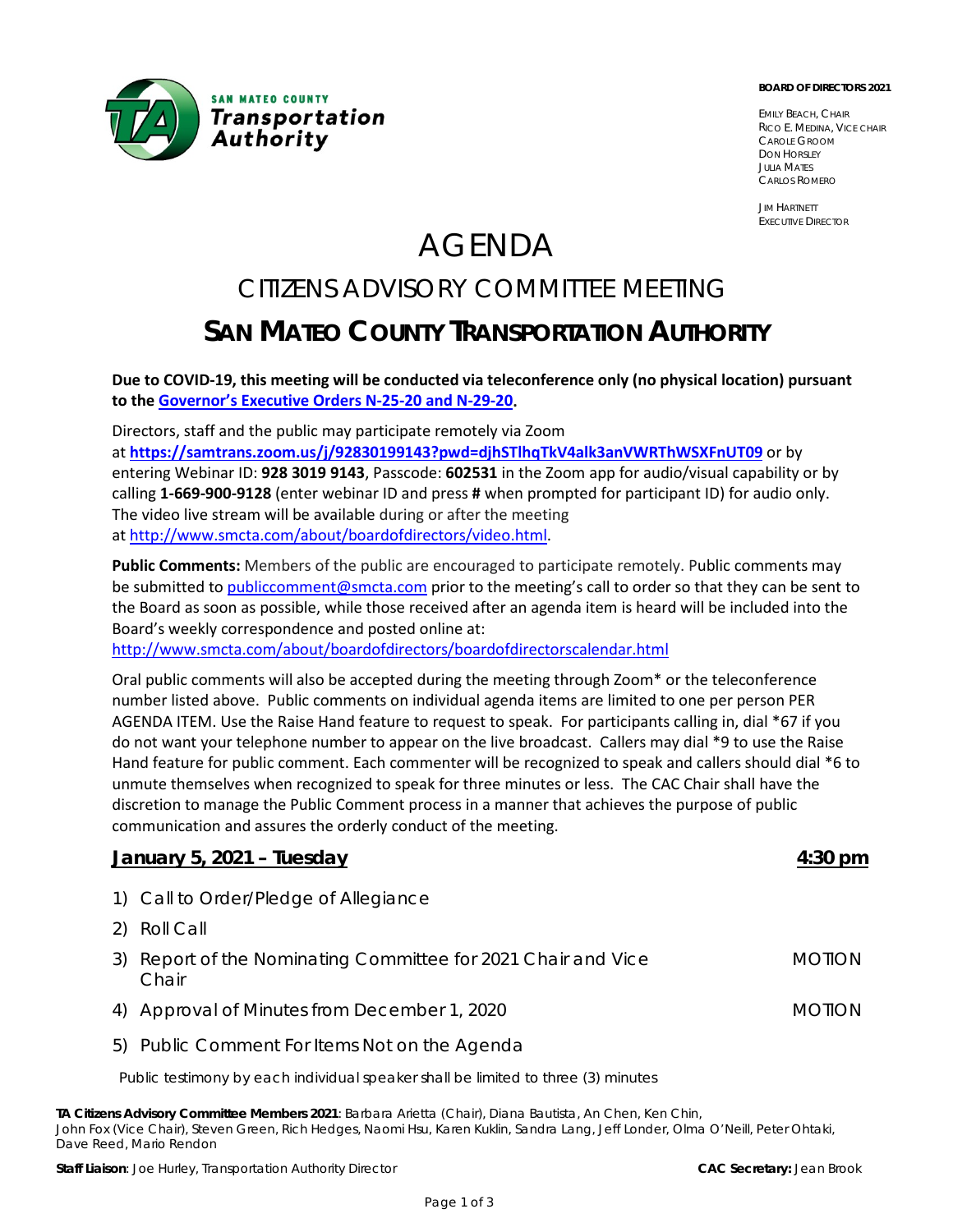SAN MATEO COUNTY
**Transportation Authority**

**BOARD OF DIRECTORS 2021**

EMILY BEACH, CHAIR
RICO E. MEDINA, VICE CHAIR
CAROLE GROOM
DON HORSLEY
JULIA MATES
CARLOS ROMERO

JIM HARTNETT
EXECUTIVE DIRECTOR

# AGENDA

## CITIZENS ADVISORY COMMITTEE MEETING

## SAN MATEO COUNTY TRANSPORTATION AUTHORITY

**Due to COVID-19, this meeting will be conducted via teleconference only (no physical location) pursuant to the Governor's Executive Orders N-25-20 and N-29-20.**

Directors, staff and the public may participate remotely via Zoom at **https://samtrans.zoom.us/j/92830199143?pwd=djhSTlhqTkV4alk3anVWRThWSXFnUT09** or by entering Webinar ID: **928 3019 9143**, Passcode: **602531** in the Zoom app for audio/visual capability or by calling **1-669-900-9128** (enter webinar ID and press **#** when prompted for participant ID) for audio only. The video live stream will be available during or after the meeting at http://www.smcta.com/about/boardofdirectors/video.html.

**Public Comments:** Members of the public are encouraged to participate remotely. Public comments may be submitted to publiccomment@smcta.com prior to the meeting's call to order so that they can be sent to the Board as soon as possible, while those received after an agenda item is heard will be included into the Board's weekly correspondence and posted online at: http://www.smcta.com/about/boardofdirectors/boardofdirectorscalendar.html

Oral public comments will also be accepted during the meeting through Zoom* or the teleconference number listed above. Public comments on individual agenda items are limited to one per person PER AGENDA ITEM. Use the Raise Hand feature to request to speak. For participants calling in, dial *67 if you do not want your telephone number to appear on the live broadcast. Callers may dial *9 to use the Raise Hand feature for public comment. Each commenter will be recognized to speak and callers should dial *6 to unmute themselves when recognized to speak for three minutes or less. The CAC Chair shall have the discretion to manage the Public Comment process in a manner that achieves the purpose of public communication and assures the orderly conduct of the meeting.

**January 5, 2021 – Tuesday** **4:30 pm**

1) Call to Order/Pledge of Allegiance
2) Roll Call
3) Report of the Nominating Committee for 2021 Chair and Vice Chair — MOTION
4) Approval of Minutes from December 1, 2020 — MOTION
5) Public Comment For Items Not on the Agenda

Public testimony by each individual speaker shall be limited to three (3) minutes

**TA Citizens Advisory Committee Members 2021**: Barbara Arietta (Chair), Diana Bautista, An Chen, Ken Chin, John Fox (Vice Chair), Steven Green, Rich Hedges, Naomi Hsu, Karen Kuklin, Sandra Lang, Jeff Londer, Olma O'Neill, Peter Ohtaki, Dave Reed, Mario Rendon

**Staff Liaison**: Joe Hurley, Transportation Authority Director **CAC Secretary:** Jean Brook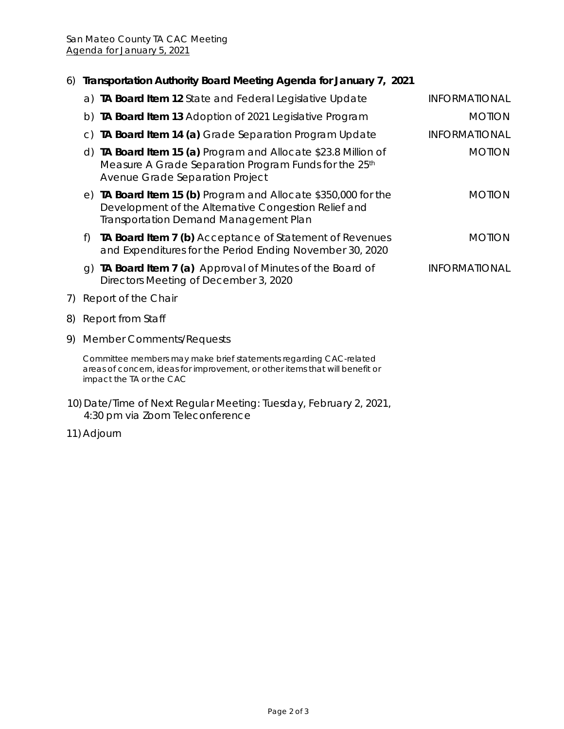San Mateo County TA CAC Meeting
Agenda for January 5, 2021

6) **Transportation Authority Board Meeting Agenda for January 7, 2021**

   a) **TA Board Item 12** State and Federal Legislative Update — INFORMATIONAL

   b) **TA Board Item 13** Adoption of 2021 Legislative Program — MOTION

   c) **TA Board Item 14 (a)** Grade Separation Program Update — INFORMATIONAL

   d) **TA Board Item 15 (a)** Program and Allocate $23.8 Million of Measure A Grade Separation Program Funds for the 25th Avenue Grade Separation Project — MOTION

   e) **TA Board Item 15 (b)** Program and Allocate $350,000 for the Development of the Alternative Congestion Relief and Transportation Demand Management Plan — MOTION

   f) **TA Board Item 7 (b)** Acceptance of Statement of Revenues and Expenditures for the Period Ending November 30, 2020 — MOTION

   g) **TA Board Item 7 (a)** Approval of Minutes of the Board of Directors Meeting of December 3, 2020 — INFORMATIONAL

7) Report of the Chair

8) Report from Staff

9) Member Comments/Requests

   *Committee members may make brief statements regarding CAC-related areas of concern, ideas for improvement, or other items that will benefit or impact the TA or the CAC*

10) Date/Time of Next Regular Meeting: Tuesday, February 2, 2021, 4:30 pm via Zoom Teleconference

11) Adjourn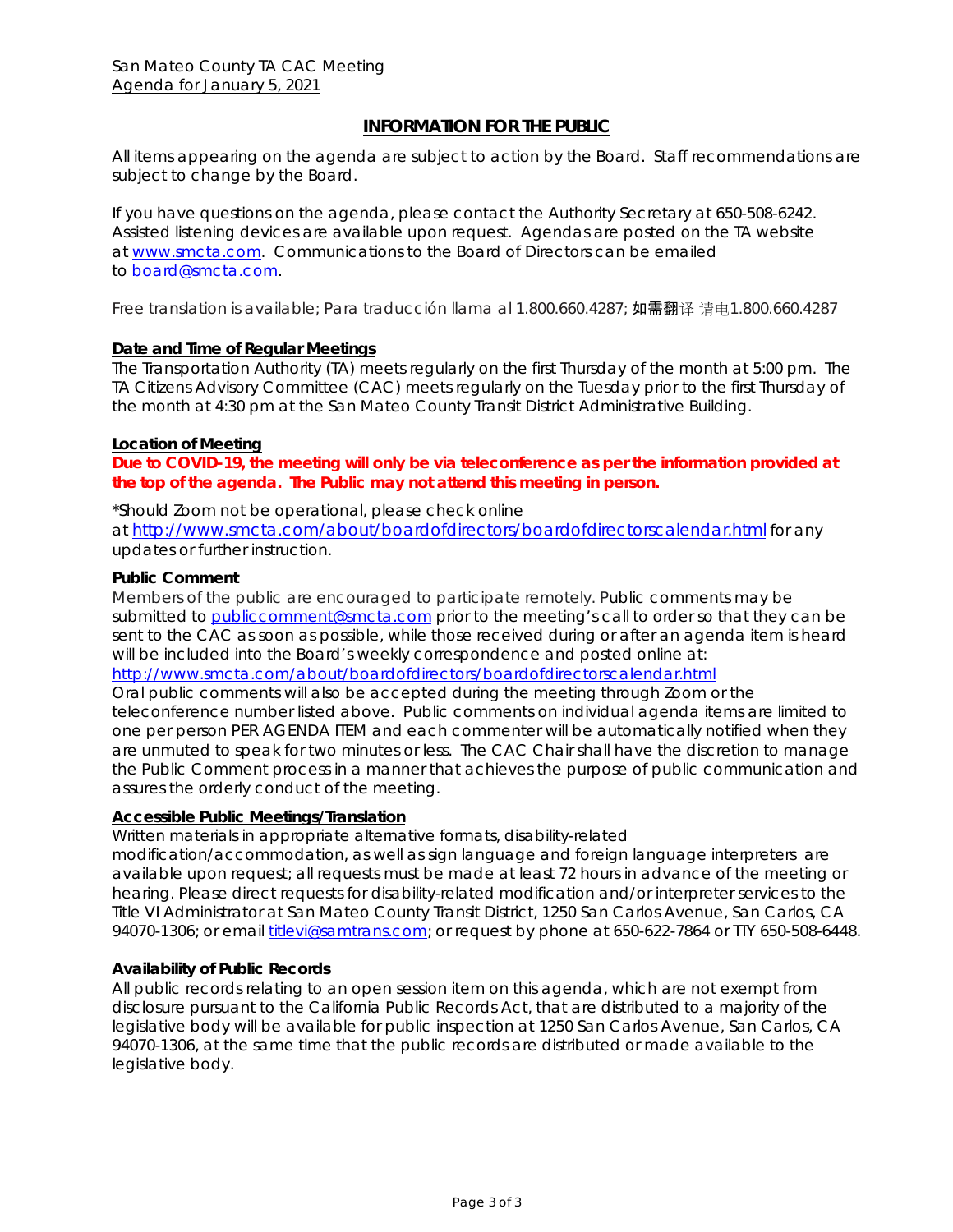San Mateo County TA CAC Meeting
Agenda for January 5, 2021

## INFORMATION FOR THE PUBLIC

All items appearing on the agenda are subject to action by the Board. Staff recommendations are subject to change by the Board.

If you have questions on the agenda, please contact the Authority Secretary at 650-508-6242. Assisted listening devices are available upon request. Agendas are posted on the TA website at www.smcta.com. Communications to the Board of Directors can be emailed to board@smcta.com.

Free translation is available; Para traducción llama al 1.800.660.4287; 如需翻译 请电1.800.660.4287

**Date and Time of Regular Meetings**

The Transportation Authority (TA) meets regularly on the first Thursday of the month at 5:00 pm. The TA Citizens Advisory Committee (CAC) meets regularly on the Tuesday prior to the first Thursday of the month at 4:30 pm at the San Mateo County Transit District Administrative Building.

**Location of Meeting**

**Due to COVID-19, the meeting will only be via teleconference as per the information provided at the top of the agenda. The Public may not attend this meeting in person.**

*Should Zoom not be operational, please check online at http://www.smcta.com/about/boardofdirectors/boardofdirectorscalendar.html for any updates or further instruction.

**Public Comment**

Members of the public are encouraged to participate remotely. Public comments may be submitted to publiccomment@smcta.com prior to the meeting's call to order so that they can be sent to the CAC as soon as possible, while those received during or after an agenda item is heard will be included into the Board's weekly correspondence and posted online at: http://www.smcta.com/about/boardofdirectors/boardofdirectorscalendar.html

Oral public comments will also be accepted during the meeting through Zoom or the teleconference number listed above. Public comments on individual agenda items are limited to one per person PER AGENDA ITEM and each commenter will be automatically notified when they are unmuted to speak for two minutes or less. The CAC Chair shall have the discretion to manage the Public Comment process in a manner that achieves the purpose of public communication and assures the orderly conduct of the meeting.

**Accessible Public Meetings/Translation**

Written materials in appropriate alternative formats, disability-related modification/accommodation, as well as sign language and foreign language interpreters are available upon request; all requests must be made at least 72 hours in advance of the meeting or hearing. Please direct requests for disability-related modification and/or interpreter services to the Title VI Administrator at San Mateo County Transit District, 1250 San Carlos Avenue, San Carlos, CA 94070-1306; or email titlevi@samtrans.com; or request by phone at 650-622-7864 or TTY 650-508-6448.

**Availability of Public Records**

All public records relating to an open session item on this agenda, which are not exempt from disclosure pursuant to the California Public Records Act, that are distributed to a majority of the legislative body will be available for public inspection at 1250 San Carlos Avenue, San Carlos, CA 94070-1306, at the same time that the public records are distributed or made available to the legislative body.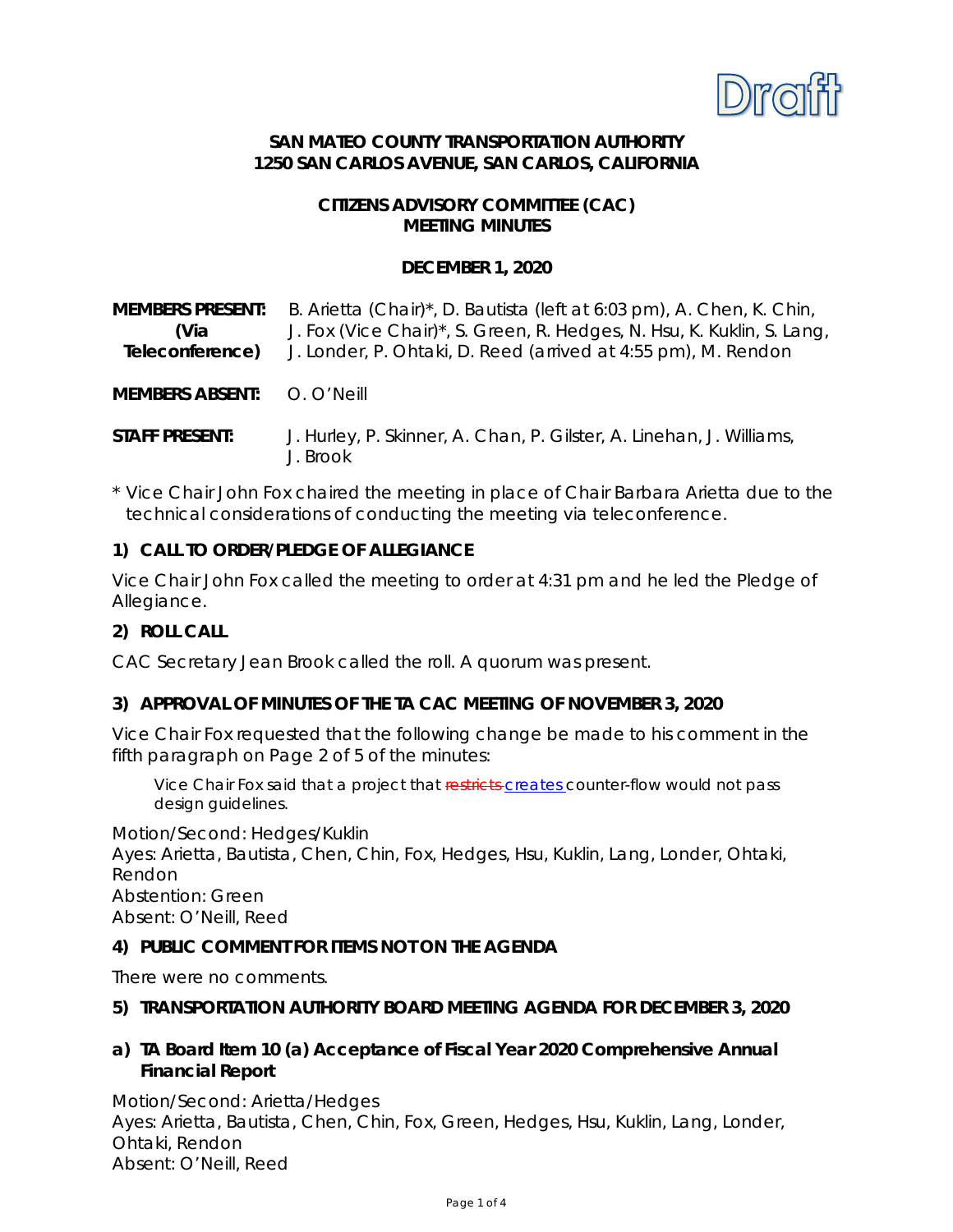Draft

**SAN MATEO COUNTY TRANSPORTATION AUTHORITY**
**1250 SAN CARLOS AVENUE, SAN CARLOS, CALIFORNIA**

**CITIZENS ADVISORY COMMITTEE (CAC)**
**MEETING MINUTES**

**DECEMBER 1, 2020**

| | |
|---|---|
| **MEMBERS PRESENT: (Via Teleconference)** | B. Arietta (Chair)*, D. Bautista (left at 6:03 pm), A. Chen, K. Chin, J. Fox (Vice Chair)*, S. Green, R. Hedges, N. Hsu, K. Kuklin, S. Lang, J. Londer, P. Ohtaki, D. Reed (arrived at 4:55 pm), M. Rendon |
| **MEMBERS ABSENT:** | O. O'Neill |
| **STAFF PRESENT:** | J. Hurley, P. Skinner, A. Chan, P. Gilster, A. Linehan, J. Williams, J. Brook |

\* Vice Chair John Fox chaired the meeting in place of Chair Barbara Arietta due to the technical considerations of conducting the meeting via teleconference.

## 1) CALL TO ORDER/PLEDGE OF ALLEGIANCE

Vice Chair John Fox called the meeting to order at 4:31 pm and he led the Pledge of Allegiance.

## 2) ROLL CALL

CAC Secretary Jean Brook called the roll. A quorum was present.

## 3) APPROVAL OF MINUTES OF THE TA CAC MEETING OF NOVEMBER 3, 2020

Vice Chair Fox requested that the following change be made to his comment in the fifth paragraph on Page 2 of 5 of the minutes:

> Vice Chair Fox said that a project that ~~restricts~~ creates counter-flow would not pass design guidelines.

Motion/Second: Hedges/Kuklin
Ayes: Arietta, Bautista, Chen, Chin, Fox, Hedges, Hsu, Kuklin, Lang, Londer, Ohtaki, Rendon
Abstention: Green
Absent: O'Neill, Reed

## 4) PUBLIC COMMENT FOR ITEMS NOT ON THE AGENDA

There were no comments.

## 5) TRANSPORTATION AUTHORITY BOARD MEETING AGENDA FOR DECEMBER 3, 2020

### a) TA Board Item 10 (a) Acceptance of Fiscal Year 2020 Comprehensive Annual Financial Report

Motion/Second: Arietta/Hedges
Ayes: Arietta, Bautista, Chen, Chin, Fox, Green, Hedges, Hsu, Kuklin, Lang, Londer, Ohtaki, Rendon
Absent: O'Neill, Reed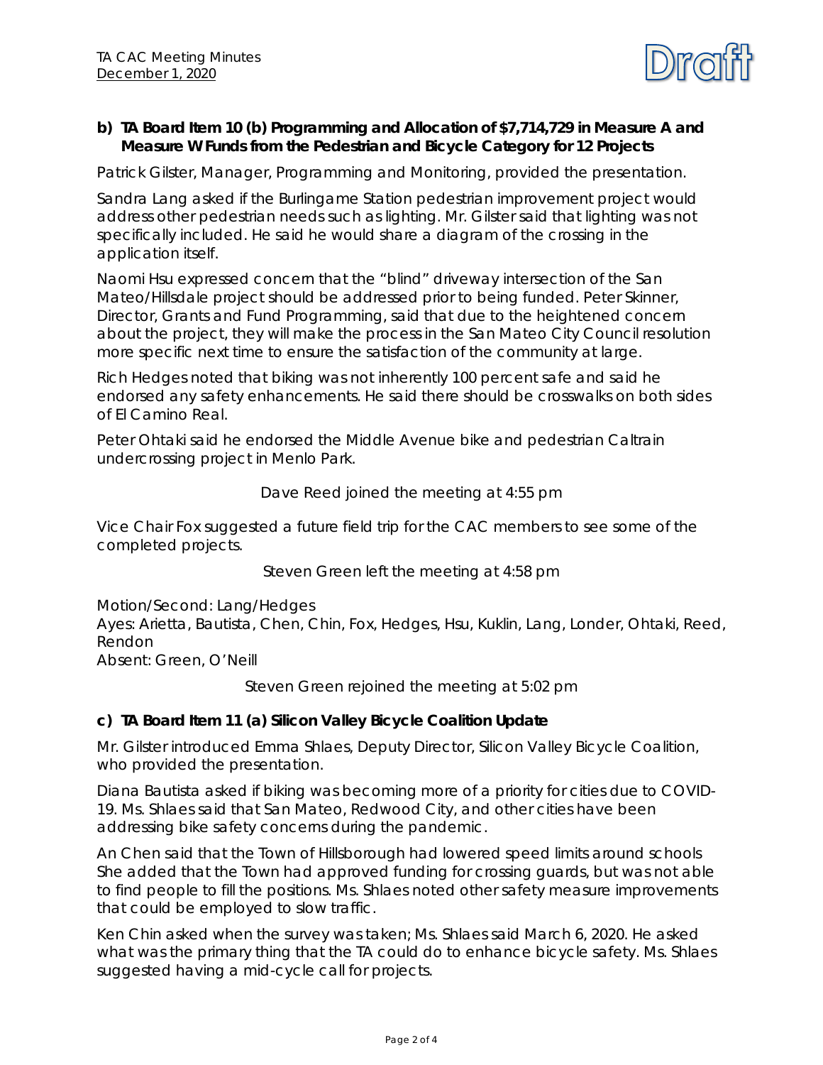**b) TA Board Item 10 (b) Programming and Allocation of $7,714,729 in Measure A and Measure W Funds from the Pedestrian and Bicycle Category for 12 Projects**

Patrick Gilster, Manager, Programming and Monitoring, provided the presentation.

Sandra Lang asked if the Burlingame Station pedestrian improvement project would address other pedestrian needs such as lighting. Mr. Gilster said that lighting was not specifically included. He said he would share a diagram of the crossing in the application itself.

Naomi Hsu expressed concern that the "blind" driveway intersection of the San Mateo/Hillsdale project should be addressed prior to being funded. Peter Skinner, Director, Grants and Fund Programming, said that due to the heightened concern about the project, they will make the process in the San Mateo City Council resolution more specific next time to ensure the satisfaction of the community at large.

Rich Hedges noted that biking was not inherently 100 percent safe and said he endorsed any safety enhancements. He said there should be crosswalks on both sides of El Camino Real.

Peter Ohtaki said he endorsed the Middle Avenue bike and pedestrian Caltrain undercrossing project in Menlo Park.

Dave Reed joined the meeting at 4:55 pm

Vice Chair Fox suggested a future field trip for the CAC members to see some of the completed projects.

Steven Green left the meeting at 4:58 pm

Motion/Second: Lang/Hedges
Ayes: Arietta, Bautista, Chen, Chin, Fox, Hedges, Hsu, Kuklin, Lang, Londer, Ohtaki, Reed, Rendon
Absent: Green, O'Neill

Steven Green rejoined the meeting at 5:02 pm

**c) TA Board Item 11 (a) Silicon Valley Bicycle Coalition Update**

Mr. Gilster introduced Emma Shlaes, Deputy Director, Silicon Valley Bicycle Coalition, who provided the presentation.

Diana Bautista asked if biking was becoming more of a priority for cities due to COVID-19. Ms. Shlaes said that San Mateo, Redwood City, and other cities have been addressing bike safety concerns during the pandemic.

An Chen said that the Town of Hillsborough had lowered speed limits around schools She added that the Town had approved funding for crossing guards, but was not able to find people to fill the positions. Ms. Shlaes noted other safety measure improvements that could be employed to slow traffic.

Ken Chin asked when the survey was taken; Ms. Shlaes said March 6, 2020. He asked what was the primary thing that the TA could do to enhance bicycle safety. Ms. Shlaes suggested having a mid-cycle call for projects.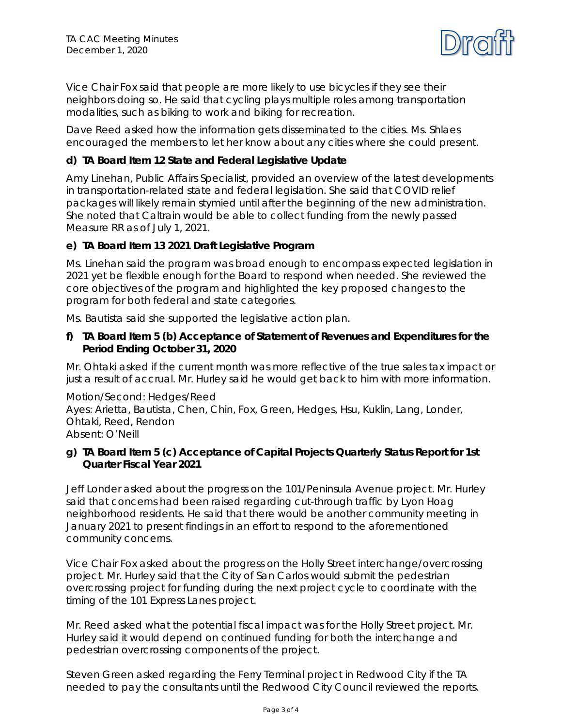Vice Chair Fox said that people are more likely to use bicycles if they see their neighbors doing so. He said that cycling plays multiple roles among transportation modalities, such as biking to work and biking for recreation.

Dave Reed asked how the information gets disseminated to the cities. Ms. Shlaes encouraged the members to let her know about any cities where she could present.

**d) TA Board Item 12 State and Federal Legislative Update**

Amy Linehan, Public Affairs Specialist, provided an overview of the latest developments in transportation-related state and federal legislation. She said that COVID relief packages will likely remain stymied until after the beginning of the new administration. She noted that Caltrain would be able to collect funding from the newly passed Measure RR as of July 1, 2021.

**e) TA Board Item 13 2021 Draft Legislative Program**

Ms. Linehan said the program was broad enough to encompass expected legislation in 2021 yet be flexible enough for the Board to respond when needed. She reviewed the core objectives of the program and highlighted the key proposed changes to the program for both federal and state categories.

Ms. Bautista said she supported the legislative action plan.

**f) TA Board Item 5 (b) Acceptance of Statement of Revenues and Expenditures for the Period Ending October 31, 2020**

Mr. Ohtaki asked if the current month was more reflective of the true sales tax impact or just a result of accrual. Mr. Hurley said he would get back to him with more information.

Motion/Second: Hedges/Reed
Ayes: Arietta, Bautista, Chen, Chin, Fox, Green, Hedges, Hsu, Kuklin, Lang, Londer, Ohtaki, Reed, Rendon
Absent: O'Neill

**g) TA Board Item 5 (c) Acceptance of Capital Projects Quarterly Status Report for 1st Quarter Fiscal Year 2021**

Jeff Londer asked about the progress on the 101/Peninsula Avenue project. Mr. Hurley said that concerns had been raised regarding cut-through traffic by Lyon Hoag neighborhood residents. He said that there would be another community meeting in January 2021 to present findings in an effort to respond to the aforementioned community concerns.

Vice Chair Fox asked about the progress on the Holly Street interchange/overcrossing project. Mr. Hurley said that the City of San Carlos would submit the pedestrian overcrossing project for funding during the next project cycle to coordinate with the timing of the 101 Express Lanes project.

Mr. Reed asked what the potential fiscal impact was for the Holly Street project. Mr. Hurley said it would depend on continued funding for both the interchange and pedestrian overcrossing components of the project.

Steven Green asked regarding the Ferry Terminal project in Redwood City if the TA needed to pay the consultants until the Redwood City Council reviewed the reports.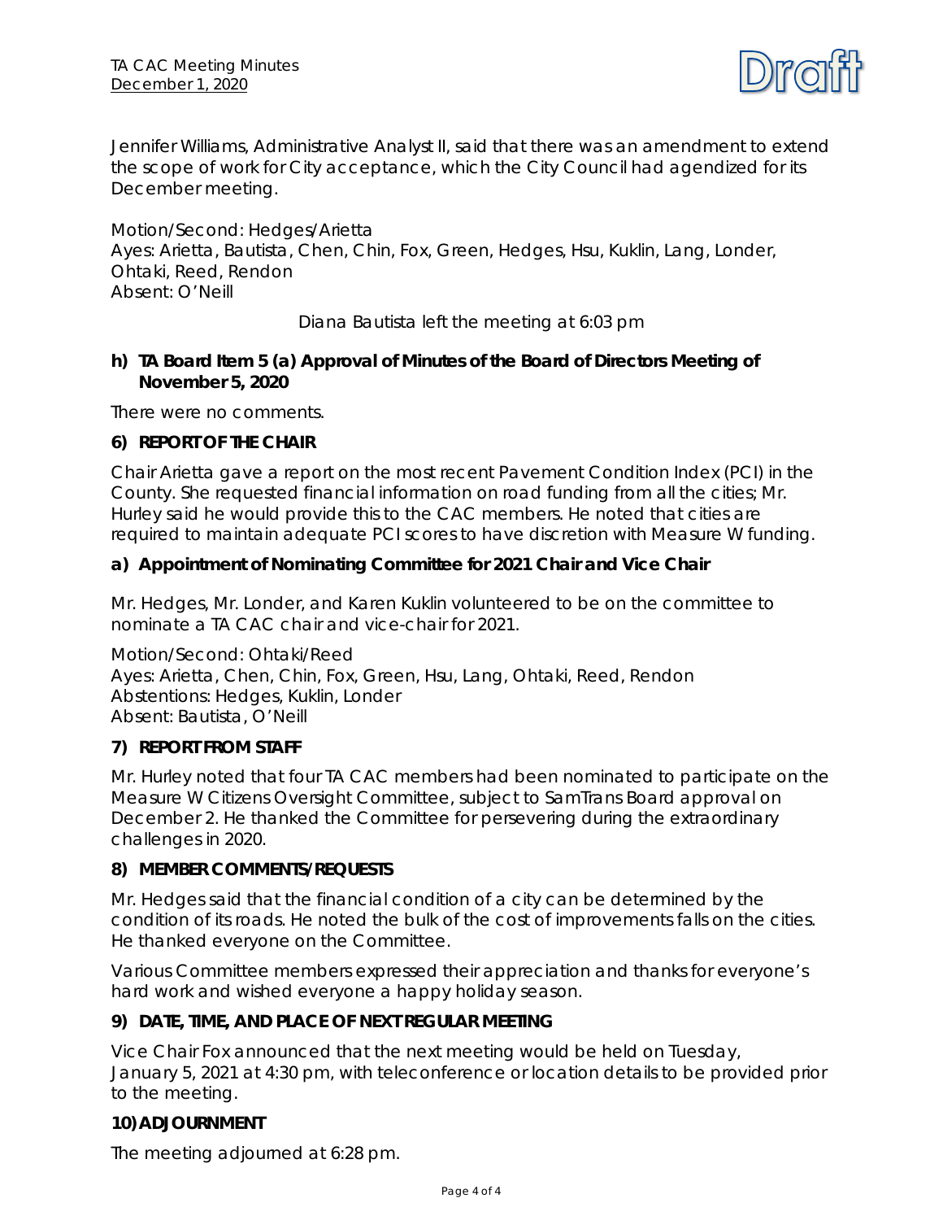Jennifer Williams, Administrative Analyst II, said that there was an amendment to extend the scope of work for City acceptance, which the City Council had agendized for its December meeting.

Motion/Second: Hedges/Arietta
Ayes: Arietta, Bautista, Chen, Chin, Fox, Green, Hedges, Hsu, Kuklin, Lang, Londer, Ohtaki, Reed, Rendon
Absent: O'Neill

Diana Bautista left the meeting at 6:03 pm

**h) TA Board Item 5 (a) Approval of Minutes of the Board of Directors Meeting of November 5, 2020**

There were no comments.

**6) REPORT OF THE CHAIR**

Chair Arietta gave a report on the most recent Pavement Condition Index (PCI) in the County. She requested financial information on road funding from all the cities; Mr. Hurley said he would provide this to the CAC members. He noted that cities are required to maintain adequate PCI scores to have discretion with Measure W funding.

**a) Appointment of Nominating Committee for 2021 Chair and Vice Chair**

Mr. Hedges, Mr. Londer, and Karen Kuklin volunteered to be on the committee to nominate a TA CAC chair and vice-chair for 2021.

Motion/Second: Ohtaki/Reed
Ayes: Arietta, Chen, Chin, Fox, Green, Hsu, Lang, Ohtaki, Reed, Rendon
Abstentions: Hedges, Kuklin, Londer
Absent: Bautista, O'Neill

**7) REPORT FROM STAFF**

Mr. Hurley noted that four TA CAC members had been nominated to participate on the Measure W Citizens Oversight Committee, subject to SamTrans Board approval on December 2. He thanked the Committee for persevering during the extraordinary challenges in 2020.

**8) MEMBER COMMENTS/REQUESTS**

Mr. Hedges said that the financial condition of a city can be determined by the condition of its roads. He noted the bulk of the cost of improvements falls on the cities. He thanked everyone on the Committee.

Various Committee members expressed their appreciation and thanks for everyone's hard work and wished everyone a happy holiday season.

**9) DATE, TIME, AND PLACE OF NEXT REGULAR MEETING**

Vice Chair Fox announced that the next meeting would be held on Tuesday, January 5, 2021 at 4:30 pm, with teleconference or location details to be provided prior to the meeting.

**10) ADJOURNMENT**

The meeting adjourned at 6:28 pm.